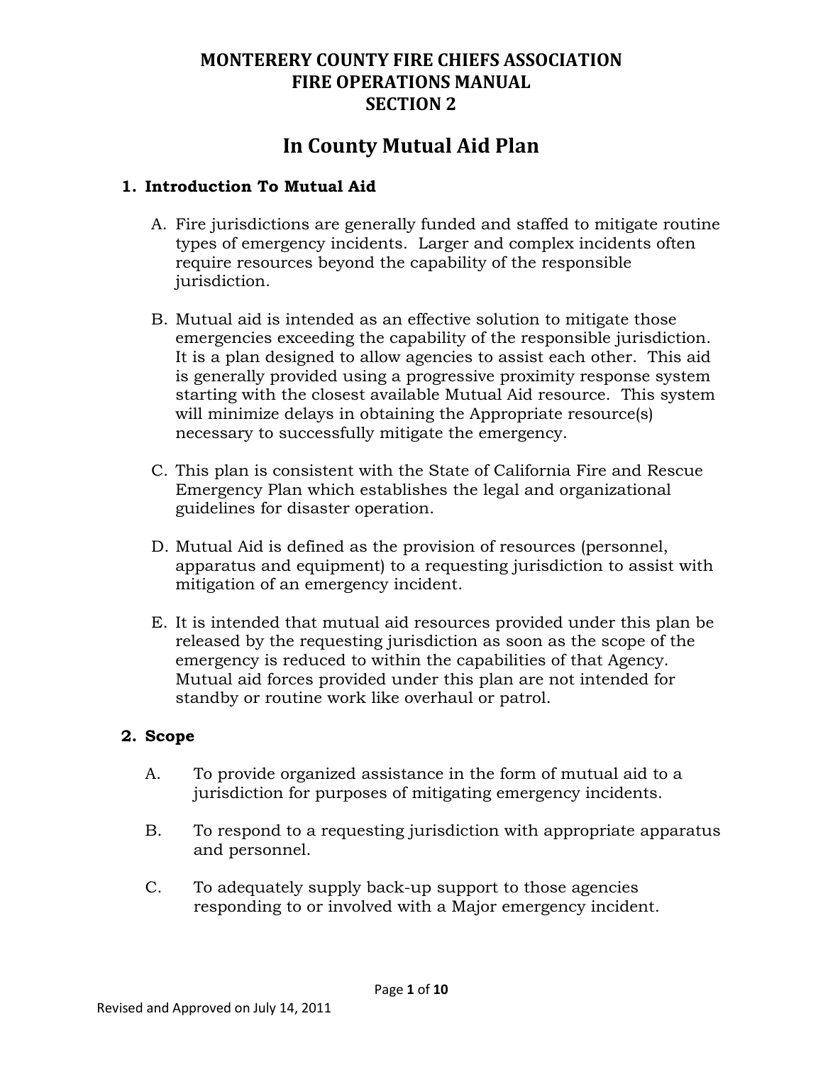# MONTERERY COUNTY FIRE CHIEFS ASSOCIATION
# FIRE OPERATIONS MANUAL
# SECTION 2

## In County Mutual Aid Plan

### 1. Introduction To Mutual Aid

A. Fire jurisdictions are generally funded and staffed to mitigate routine types of emergency incidents. Larger and complex incidents often require resources beyond the capability of the responsible jurisdiction.

B. Mutual aid is intended as an effective solution to mitigate those emergencies exceeding the capability of the responsible jurisdiction. It is a plan designed to allow agencies to assist each other. This aid is generally provided using a progressive proximity response system starting with the closest available Mutual Aid resource. This system will minimize delays in obtaining the Appropriate resource(s) necessary to successfully mitigate the emergency.

C. This plan is consistent with the State of California Fire and Rescue Emergency Plan which establishes the legal and organizational guidelines for disaster operation.

D. Mutual Aid is defined as the provision of resources (personnel, apparatus and equipment) to a requesting jurisdiction to assist with mitigation of an emergency incident.

E. It is intended that mutual aid resources provided under this plan be released by the requesting jurisdiction as soon as the scope of the emergency is reduced to within the capabilities of that Agency. Mutual aid forces provided under this plan are not intended for standby or routine work like overhaul or patrol.

### 2. Scope

A. To provide organized assistance in the form of mutual aid to a jurisdiction for purposes of mitigating emergency incidents.

B. To respond to a requesting jurisdiction with appropriate apparatus and personnel.

C. To adequately supply back-up support to those agencies responding to or involved with a Major emergency incident.

Revised and Approved on July 14, 2011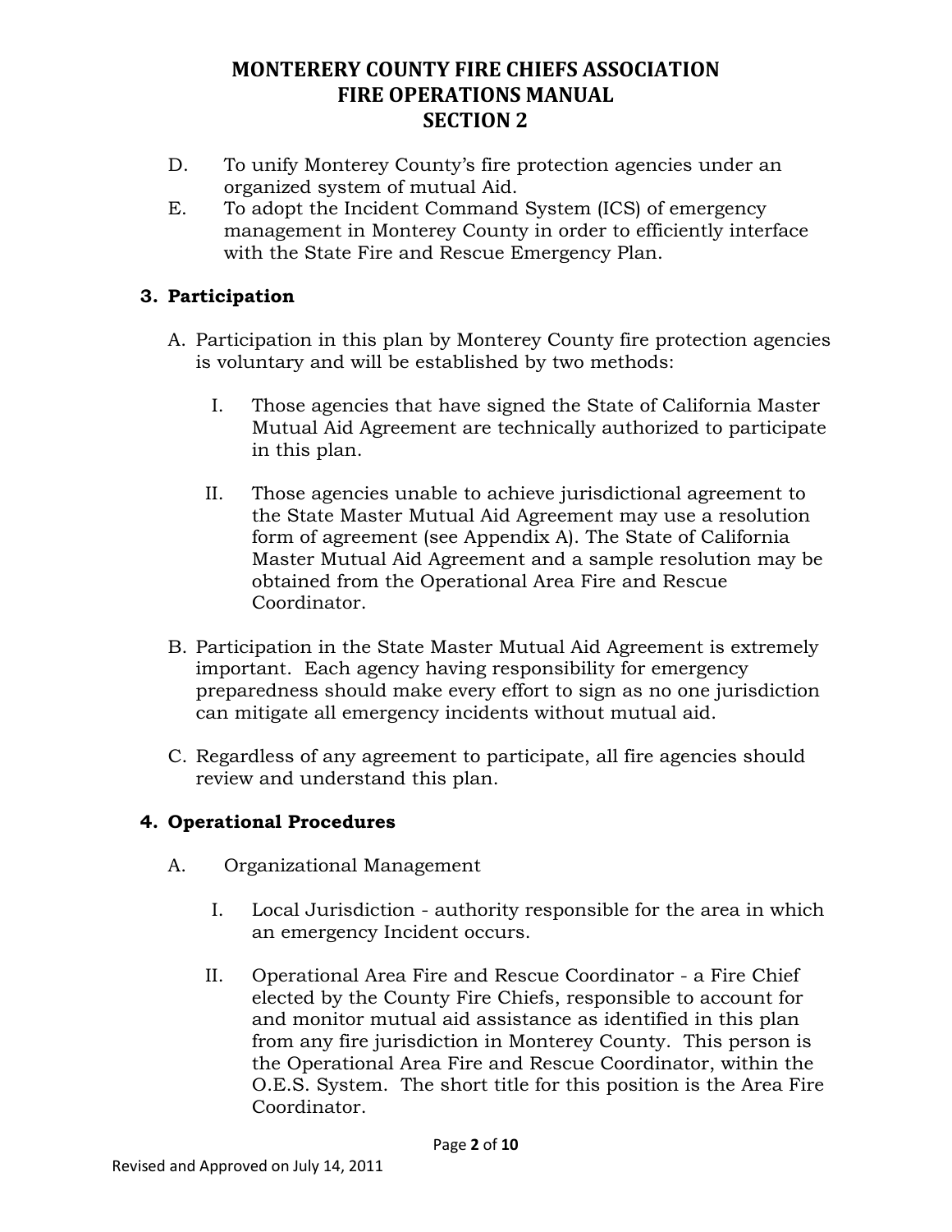D. To unify Monterey County's fire protection agencies under an organized system of mutual Aid.

E. To adopt the Incident Command System (ICS) of emergency management in Monterey County in order to efficiently interface with the State Fire and Rescue Emergency Plan.

### 3. Participation

A. Participation in this plan by Monterey County fire protection agencies is voluntary and will be established by two methods:

   I. Those agencies that have signed the State of California Master Mutual Aid Agreement are technically authorized to participate in this plan.

   II. Those agencies unable to achieve jurisdictional agreement to the State Master Mutual Aid Agreement may use a resolution form of agreement (see Appendix A). The State of California Master Mutual Aid Agreement and a sample resolution may be obtained from the Operational Area Fire and Rescue Coordinator.

B. Participation in the State Master Mutual Aid Agreement is extremely important. Each agency having responsibility for emergency preparedness should make every effort to sign as no one jurisdiction can mitigate all emergency incidents without mutual aid.

C. Regardless of any agreement to participate, all fire agencies should review and understand this plan.

### 4. Operational Procedures

A. Organizational Management

   I. Local Jurisdiction - authority responsible for the area in which an emergency Incident occurs.

   II. Operational Area Fire and Rescue Coordinator - a Fire Chief elected by the County Fire Chiefs, responsible to account for and monitor mutual aid assistance as identified in this plan from any fire jurisdiction in Monterey County. This person is the Operational Area Fire and Rescue Coordinator, within the O.E.S. System. The short title for this position is the Area Fire Coordinator.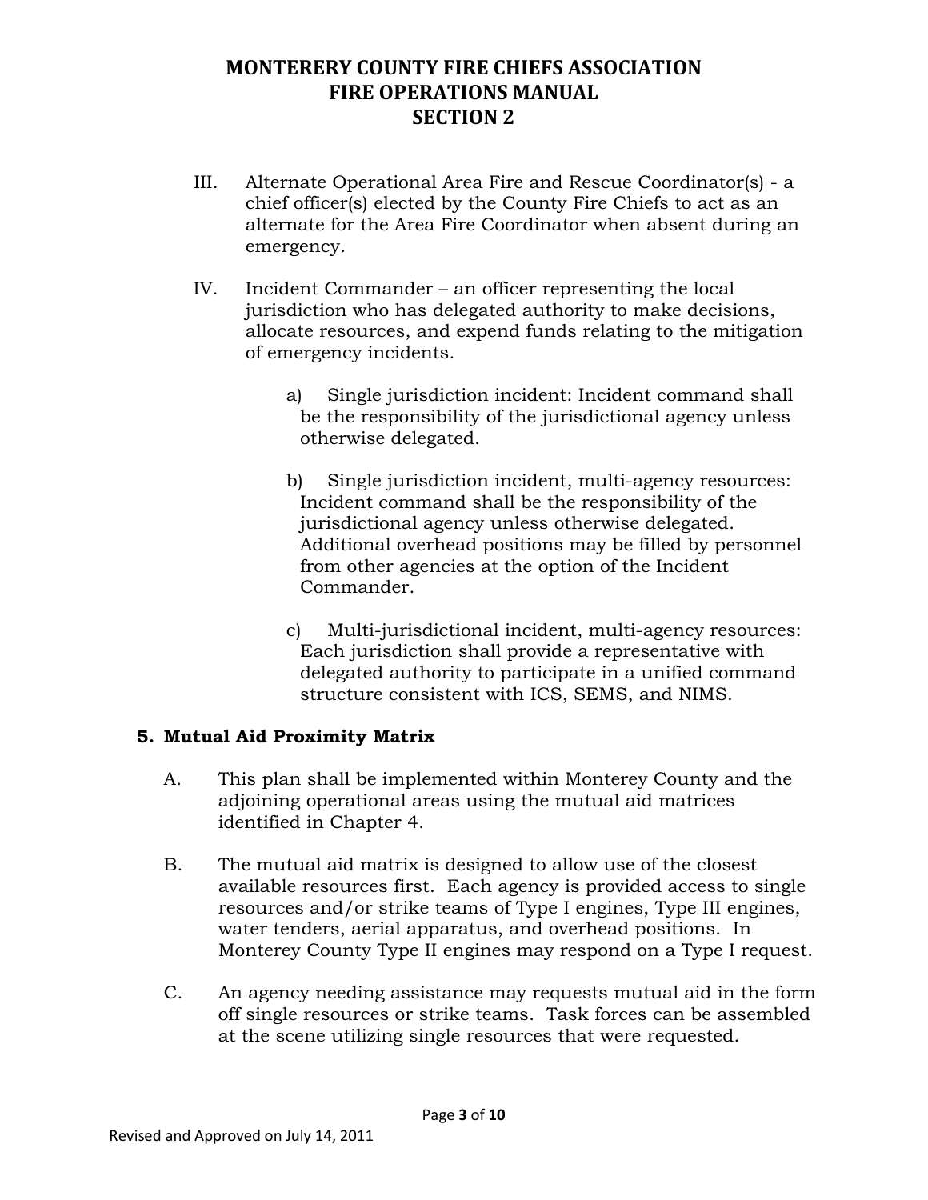III. Alternate Operational Area Fire and Rescue Coordinator(s) - a chief officer(s) elected by the County Fire Chiefs to act as an alternate for the Area Fire Coordinator when absent during an emergency.

IV. Incident Commander – an officer representing the local jurisdiction who has delegated authority to make decisions, allocate resources, and expend funds relating to the mitigation of emergency incidents.

a) Single jurisdiction incident: Incident command shall be the responsibility of the jurisdictional agency unless otherwise delegated.

b) Single jurisdiction incident, multi-agency resources: Incident command shall be the responsibility of the jurisdictional agency unless otherwise delegated. Additional overhead positions may be filled by personnel from other agencies at the option of the Incident Commander.

c) Multi-jurisdictional incident, multi-agency resources: Each jurisdiction shall provide a representative with delegated authority to participate in a unified command structure consistent with ICS, SEMS, and NIMS.

### 5. Mutual Aid Proximity Matrix

A. This plan shall be implemented within Monterey County and the adjoining operational areas using the mutual aid matrices identified in Chapter 4.

B. The mutual aid matrix is designed to allow use of the closest available resources first. Each agency is provided access to single resources and/or strike teams of Type I engines, Type III engines, water tenders, aerial apparatus, and overhead positions. In Monterey County Type II engines may respond on a Type I request.

C. An agency needing assistance may requests mutual aid in the form off single resources or strike teams. Task forces can be assembled at the scene utilizing single resources that were requested.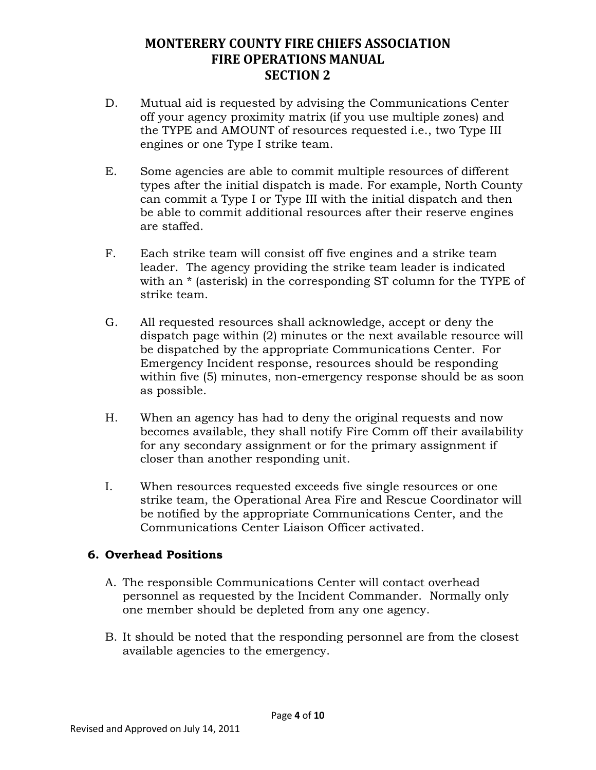D. Mutual aid is requested by advising the Communications Center off your agency proximity matrix (if you use multiple zones) and the TYPE and AMOUNT of resources requested i.e., two Type III engines or one Type I strike team.

E. Some agencies are able to commit multiple resources of different types after the initial dispatch is made. For example, North County can commit a Type I or Type III with the initial dispatch and then be able to commit additional resources after their reserve engines are staffed.

F. Each strike team will consist off five engines and a strike team leader. The agency providing the strike team leader is indicated with an * (asterisk) in the corresponding ST column for the TYPE of strike team.

G. All requested resources shall acknowledge, accept or deny the dispatch page within (2) minutes or the next available resource will be dispatched by the appropriate Communications Center. For Emergency Incident response, resources should be responding within five (5) minutes, non-emergency response should be as soon as possible.

H. When an agency has had to deny the original requests and now becomes available, they shall notify Fire Comm off their availability for any secondary assignment or for the primary assignment if closer than another responding unit.

I. When resources requested exceeds five single resources or one strike team, the Operational Area Fire and Rescue Coordinator will be notified by the appropriate Communications Center, and the Communications Center Liaison Officer activated.

### 6. Overhead Positions

A. The responsible Communications Center will contact overhead personnel as requested by the Incident Commander. Normally only one member should be depleted from any one agency.

B. It should be noted that the responding personnel are from the closest available agencies to the emergency.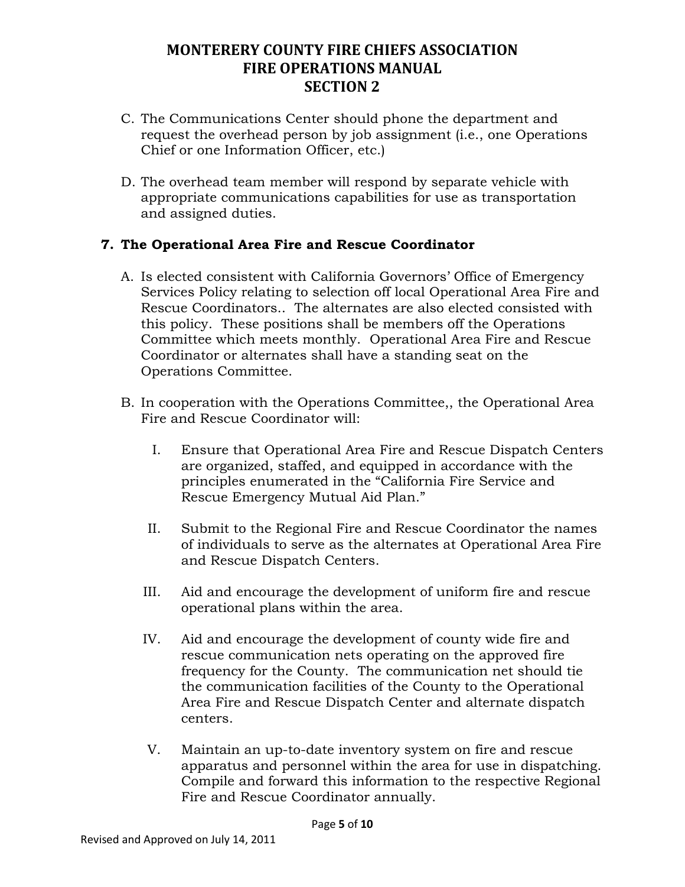C. The Communications Center should phone the department and request the overhead person by job assignment (i.e., one Operations Chief or one Information Officer, etc.)

D. The overhead team member will respond by separate vehicle with appropriate communications capabilities for use as transportation and assigned duties.

**7. The Operational Area Fire and Rescue Coordinator**

A. Is elected consistent with California Governors' Office of Emergency Services Policy relating to selection off local Operational Area Fire and Rescue Coordinators.. The alternates are also elected consisted with this policy. These positions shall be members off the Operations Committee which meets monthly. Operational Area Fire and Rescue Coordinator or alternates shall have a standing seat on the Operations Committee.

B. In cooperation with the Operations Committee,, the Operational Area Fire and Rescue Coordinator will:

I. Ensure that Operational Area Fire and Rescue Dispatch Centers are organized, staffed, and equipped in accordance with the principles enumerated in the "California Fire Service and Rescue Emergency Mutual Aid Plan."

II. Submit to the Regional Fire and Rescue Coordinator the names of individuals to serve as the alternates at Operational Area Fire and Rescue Dispatch Centers.

III. Aid and encourage the development of uniform fire and rescue operational plans within the area.

IV. Aid and encourage the development of county wide fire and rescue communication nets operating on the approved fire frequency for the County. The communication net should tie the communication facilities of the County to the Operational Area Fire and Rescue Dispatch Center and alternate dispatch centers.

V. Maintain an up-to-date inventory system on fire and rescue apparatus and personnel within the area for use in dispatching. Compile and forward this information to the respective Regional Fire and Rescue Coordinator annually.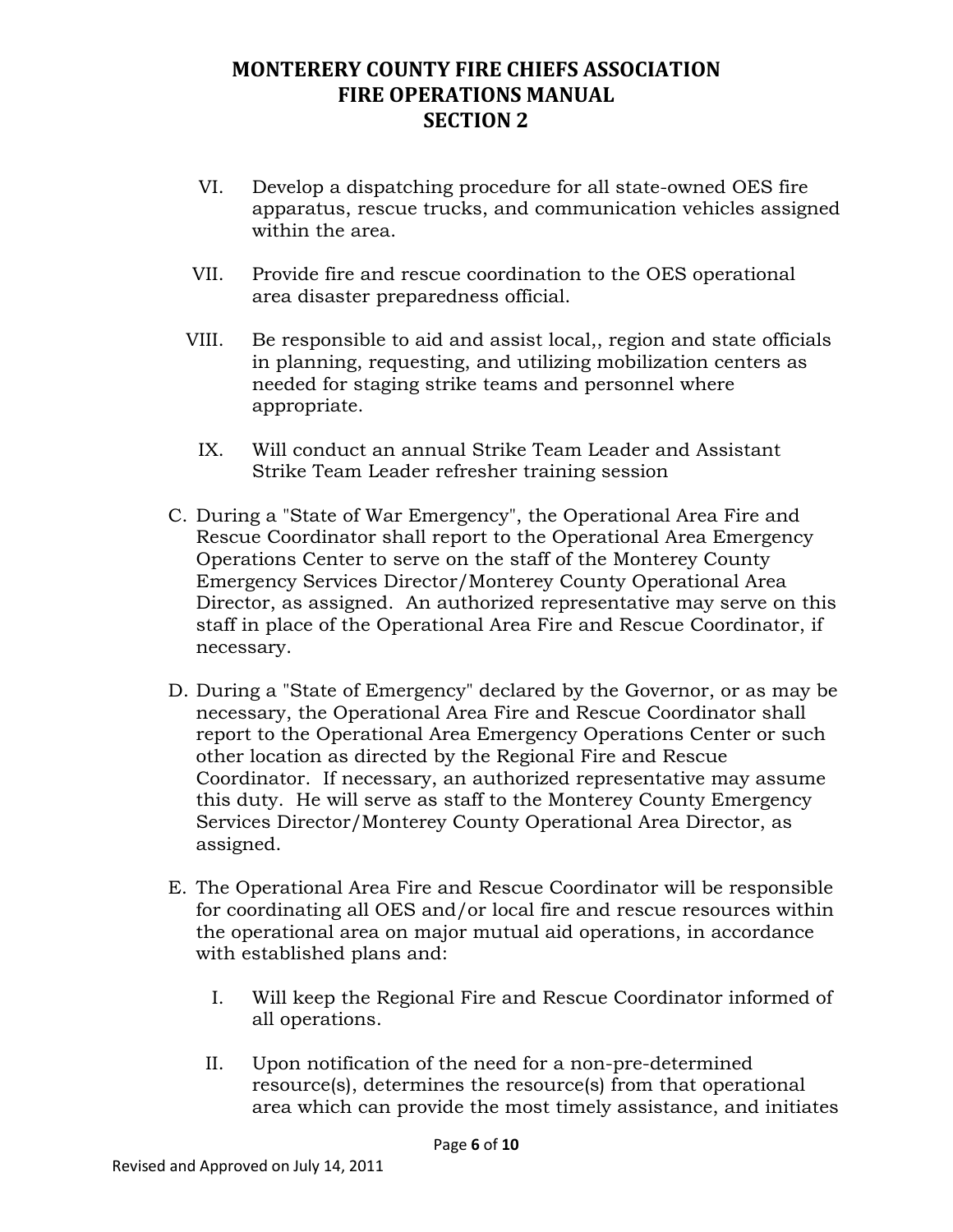VI. Develop a dispatching procedure for all state-owned OES fire apparatus, rescue trucks, and communication vehicles assigned within the area.

VII. Provide fire and rescue coordination to the OES operational area disaster preparedness official.

VIII. Be responsible to aid and assist local,, region and state officials in planning, requesting, and utilizing mobilization centers as needed for staging strike teams and personnel where appropriate.

IX. Will conduct an annual Strike Team Leader and Assistant Strike Team Leader refresher training session

C. During a "State of War Emergency", the Operational Area Fire and Rescue Coordinator shall report to the Operational Area Emergency Operations Center to serve on the staff of the Monterey County Emergency Services Director/Monterey County Operational Area Director, as assigned. An authorized representative may serve on this staff in place of the Operational Area Fire and Rescue Coordinator, if necessary.

D. During a "State of Emergency" declared by the Governor, or as may be necessary, the Operational Area Fire and Rescue Coordinator shall report to the Operational Area Emergency Operations Center or such other location as directed by the Regional Fire and Rescue Coordinator. If necessary, an authorized representative may assume this duty. He will serve as staff to the Monterey County Emergency Services Director/Monterey County Operational Area Director, as assigned.

E. The Operational Area Fire and Rescue Coordinator will be responsible for coordinating all OES and/or local fire and rescue resources within the operational area on major mutual aid operations, in accordance with established plans and:

I. Will keep the Regional Fire and Rescue Coordinator informed of all operations.

II. Upon notification of the need for a non-pre-determined resource(s), determines the resource(s) from that operational area which can provide the most timely assistance, and initiates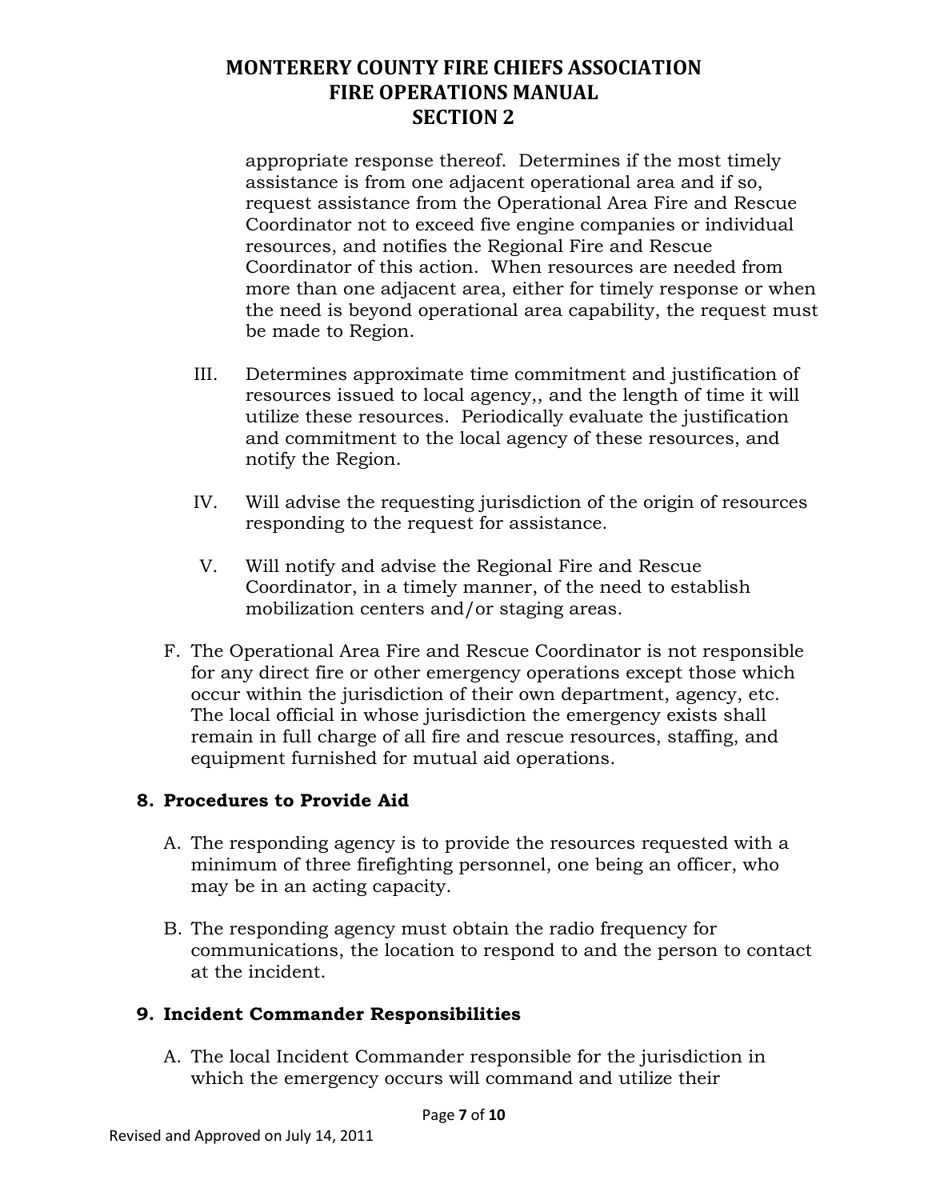appropriate response thereof. Determines if the most timely assistance is from one adjacent operational area and if so, request assistance from the Operational Area Fire and Rescue Coordinator not to exceed five engine companies or individual resources, and notifies the Regional Fire and Rescue Coordinator of this action. When resources are needed from more than one adjacent area, either for timely response or when the need is beyond operational area capability, the request must be made to Region.

III. Determines approximate time commitment and justification of resources issued to local agency,, and the length of time it will utilize these resources. Periodically evaluate the justification and commitment to the local agency of these resources, and notify the Region.

IV. Will advise the requesting jurisdiction of the origin of resources responding to the request for assistance.

V. Will notify and advise the Regional Fire and Rescue Coordinator, in a timely manner, of the need to establish mobilization centers and/or staging areas.

F. The Operational Area Fire and Rescue Coordinator is not responsible for any direct fire or other emergency operations except those which occur within the jurisdiction of their own department, agency, etc. The local official in whose jurisdiction the emergency exists shall remain in full charge of all fire and rescue resources, staffing, and equipment furnished for mutual aid operations.

## 8. Procedures to Provide Aid

A. The responding agency is to provide the resources requested with a minimum of three firefighting personnel, one being an officer, who may be in an acting capacity.

B. The responding agency must obtain the radio frequency for communications, the location to respond to and the person to contact at the incident.

## 9. Incident Commander Responsibilities

A. The local Incident Commander responsible for the jurisdiction in which the emergency occurs will command and utilize their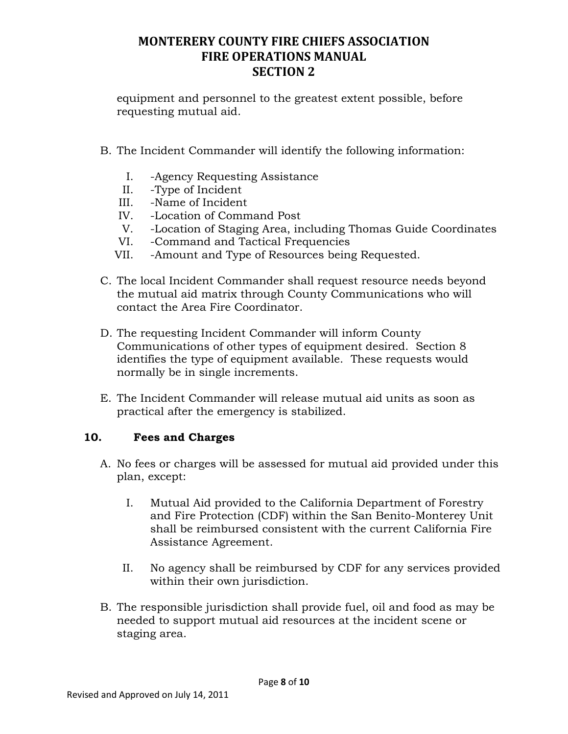equipment and personnel to the greatest extent possible, before requesting mutual aid.

B. The Incident Commander will identify the following information:

   I. -Agency Requesting Assistance
   II. -Type of Incident
   III. -Name of Incident
   IV. -Location of Command Post
   V. -Location of Staging Area, including Thomas Guide Coordinates
   VI. -Command and Tactical Frequencies
   VII. -Amount and Type of Resources being Requested.

C. The local Incident Commander shall request resource needs beyond the mutual aid matrix through County Communications who will contact the Area Fire Coordinator.

D. The requesting Incident Commander will inform County Communications of other types of equipment desired. Section 8 identifies the type of equipment available. These requests would normally be in single increments.

E. The Incident Commander will release mutual aid units as soon as practical after the emergency is stabilized.

## 10. Fees and Charges

A. No fees or charges will be assessed for mutual aid provided under this plan, except:

   I. Mutual Aid provided to the California Department of Forestry and Fire Protection (CDF) within the San Benito-Monterey Unit shall be reimbursed consistent with the current California Fire Assistance Agreement.

   II. No agency shall be reimbursed by CDF for any services provided within their own jurisdiction.

B. The responsible jurisdiction shall provide fuel, oil and food as may be needed to support mutual aid resources at the incident scene or staging area.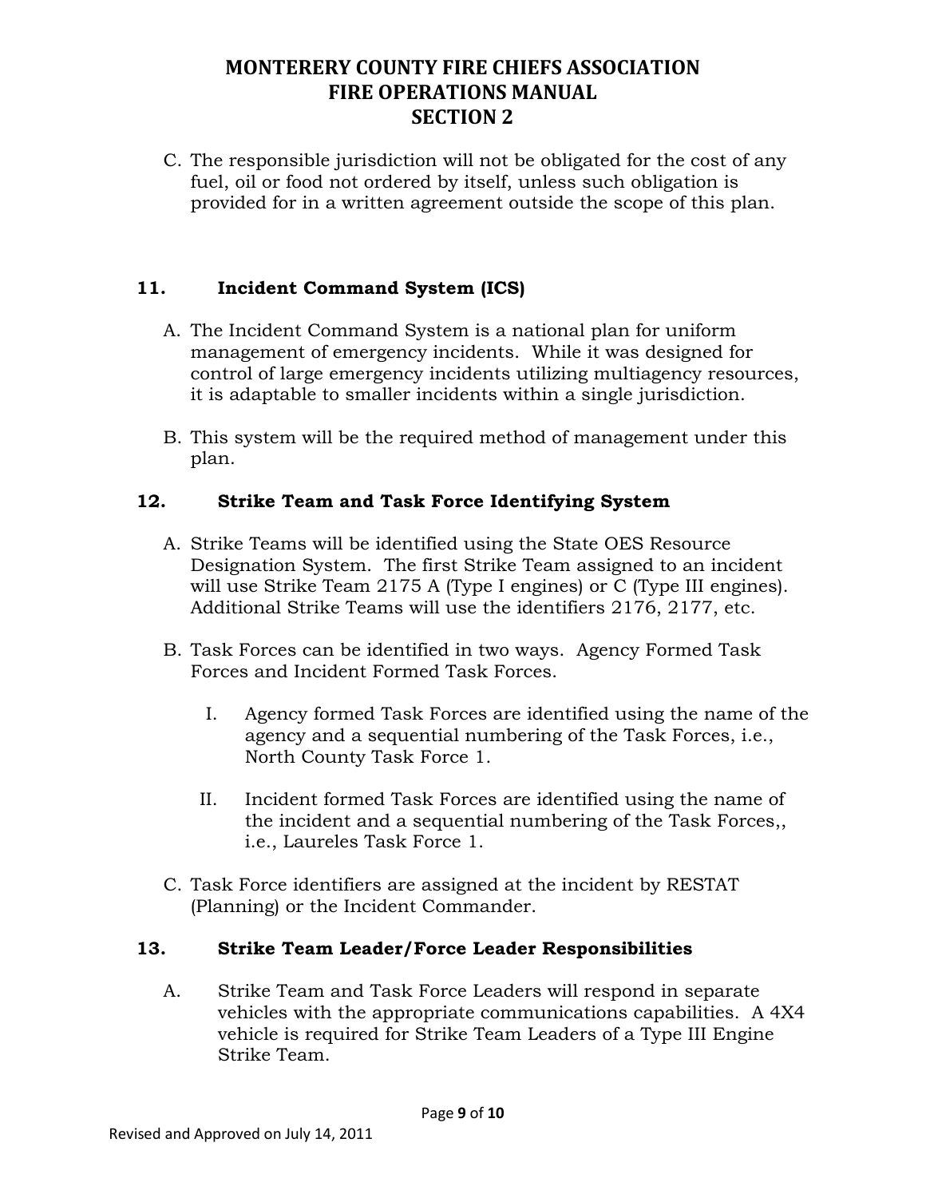C. The responsible jurisdiction will not be obligated for the cost of any fuel, oil or food not ordered by itself, unless such obligation is provided for in a written agreement outside the scope of this plan.

## 11. Incident Command System (ICS)

A. The Incident Command System is a national plan for uniform management of emergency incidents. While it was designed for control of large emergency incidents utilizing multiagency resources, it is adaptable to smaller incidents within a single jurisdiction.

B. This system will be the required method of management under this plan.

## 12. Strike Team and Task Force Identifying System

A. Strike Teams will be identified using the State OES Resource Designation System. The first Strike Team assigned to an incident will use Strike Team 2175 A (Type I engines) or C (Type III engines). Additional Strike Teams will use the identifiers 2176, 2177, etc.

B. Task Forces can be identified in two ways. Agency Formed Task Forces and Incident Formed Task Forces.

   I. Agency formed Task Forces are identified using the name of the agency and a sequential numbering of the Task Forces, i.e., North County Task Force 1.

   II. Incident formed Task Forces are identified using the name of the incident and a sequential numbering of the Task Forces,, i.e., Laureles Task Force 1.

C. Task Force identifiers are assigned at the incident by RESTAT (Planning) or the Incident Commander.

## 13. Strike Team Leader/Force Leader Responsibilities

A. Strike Team and Task Force Leaders will respond in separate vehicles with the appropriate communications capabilities. A 4X4 vehicle is required for Strike Team Leaders of a Type III Engine Strike Team.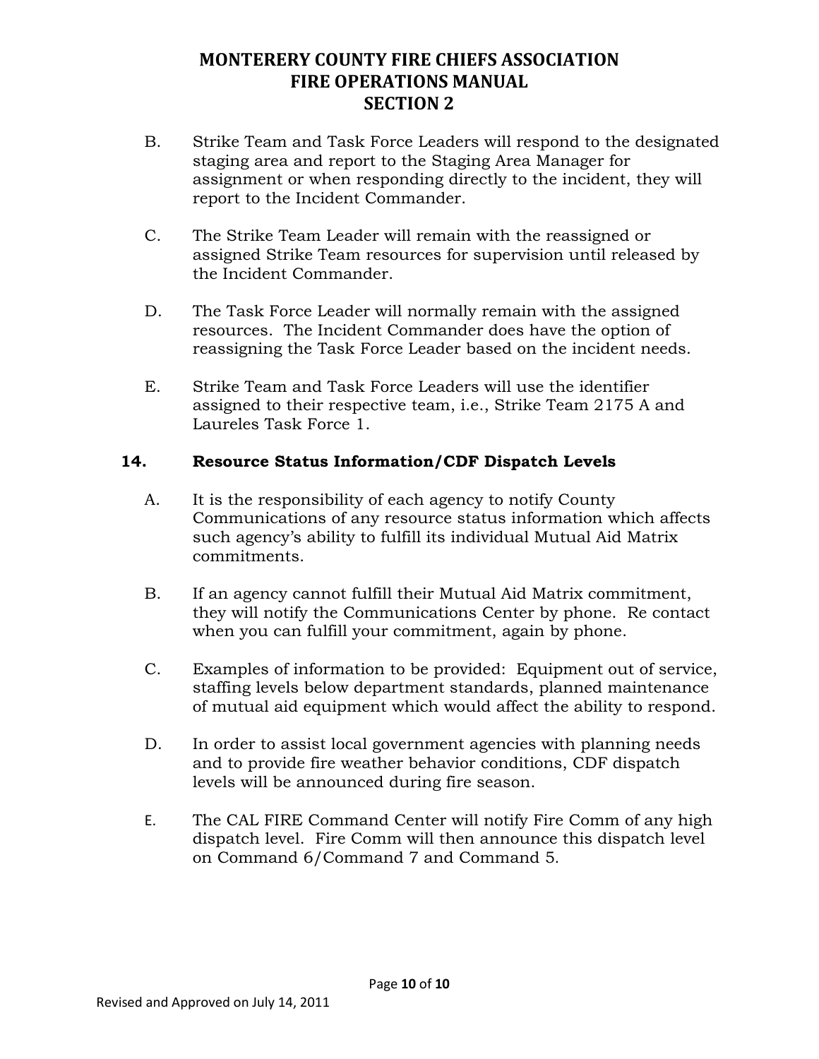B. Strike Team and Task Force Leaders will respond to the designated staging area and report to the Staging Area Manager for assignment or when responding directly to the incident, they will report to the Incident Commander.

C. The Strike Team Leader will remain with the reassigned or assigned Strike Team resources for supervision until released by the Incident Commander.

D. The Task Force Leader will normally remain with the assigned resources. The Incident Commander does have the option of reassigning the Task Force Leader based on the incident needs.

E. Strike Team and Task Force Leaders will use the identifier assigned to their respective team, i.e., Strike Team 2175 A and Laureles Task Force 1.

## 14. Resource Status Information/CDF Dispatch Levels

A. It is the responsibility of each agency to notify County Communications of any resource status information which affects such agency's ability to fulfill its individual Mutual Aid Matrix commitments.

B. If an agency cannot fulfill their Mutual Aid Matrix commitment, they will notify the Communications Center by phone. Re contact when you can fulfill your commitment, again by phone.

C. Examples of information to be provided: Equipment out of service, staffing levels below department standards, planned maintenance of mutual aid equipment which would affect the ability to respond.

D. In order to assist local government agencies with planning needs and to provide fire weather behavior conditions, CDF dispatch levels will be announced during fire season.

E. The CAL FIRE Command Center will notify Fire Comm of any high dispatch level. Fire Comm will then announce this dispatch level on Command 6/Command 7 and Command 5.